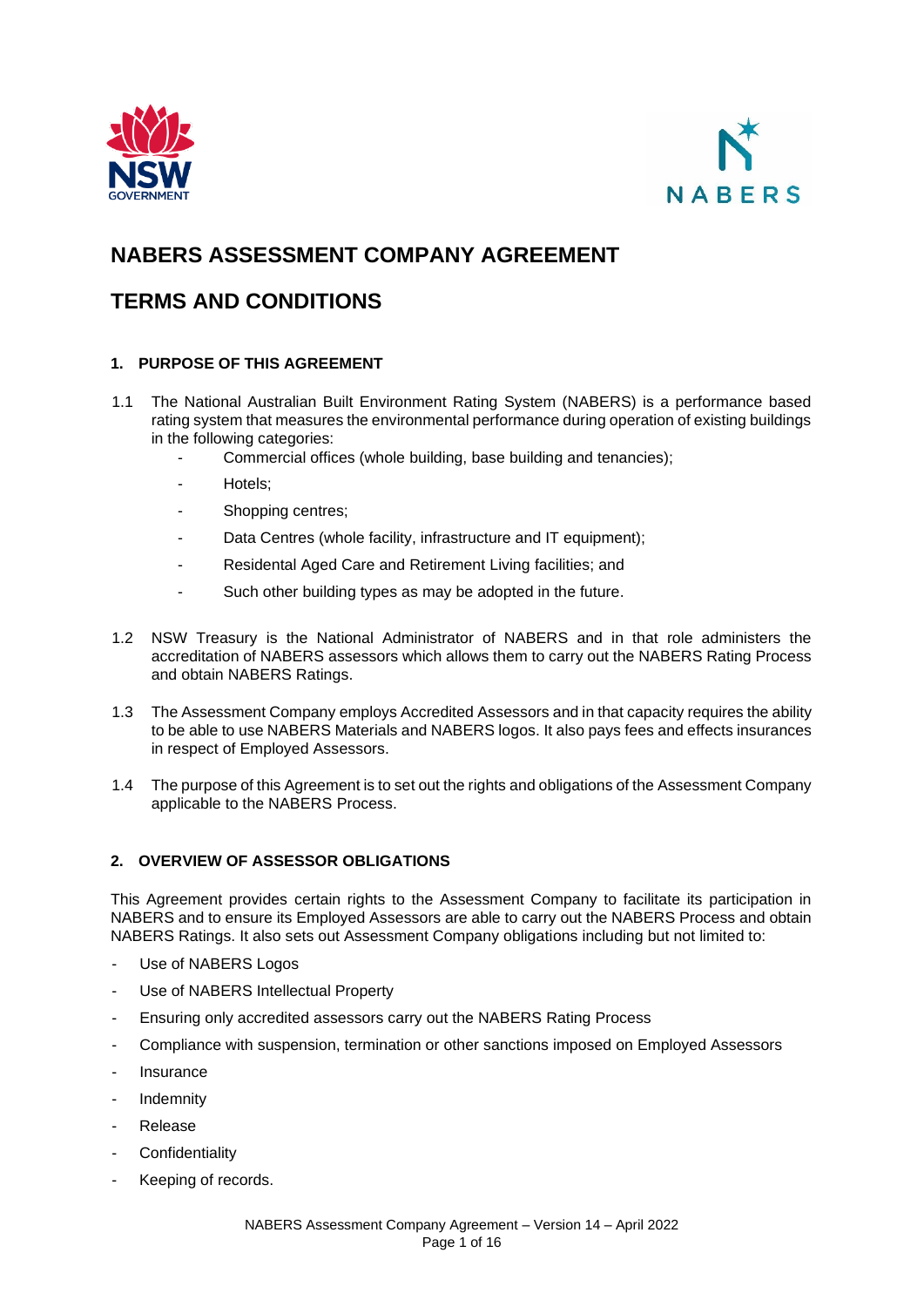# NABERS ASSESSMENT COMPANY AGREEMENT

# TERMS AND CONDITIONS

## 1. PURPOSE OF THIS AGREEMENT

1.1 The National Australian Built Environment Rating System (NABERS) is a performance based rating system that measures the environmental performance during operation of existing buildings in the following categories:

- Commercial offices (whole building, base building and tenancies);
- Hotels;
- Shopping centres;
- Data Centres (whole facility, infrastructure and IT equipment);
- Residental Aged Care and Retirement Living facilities; and
- Such other building types as may be adopted in the future.

1.2 NSW Treasury is the National Administrator of NABERS and in that role administers the accreditation of NABERS assessors which allows them to carry out the NABERS Rating Process and obtain NABERS Ratings.

1.3 The Assessment Company employs Accredited Assessors and in that capacity requires the ability to be able to use NABERS Materials and NABERS logos. It also pays fees and effects insurances in respect of Employed Assessors.

1.4 The purpose of this Agreement is to set out the rights and obligations of the Assessment Company applicable to the NABERS Process.

## 2. OVERVIEW OF ASSESSOR OBLIGATIONS

This Agreement provides certain rights to the Assessment Company to facilitate its participation in NABERS and to ensure its Employed Assessors are able to carry out the NABERS Process and obtain NABERS Ratings. It also sets out Assessment Company obligations including but not limited to:

- Use of NABERS Logos
- Use of NABERS Intellectual Property
- Ensuring only accredited assessors carry out the NABERS Rating Process
- Compliance with suspension, termination or other sanctions imposed on Employed Assessors
- Insurance
- Indemnity
- Release
- Confidentiality
- Keeping of records.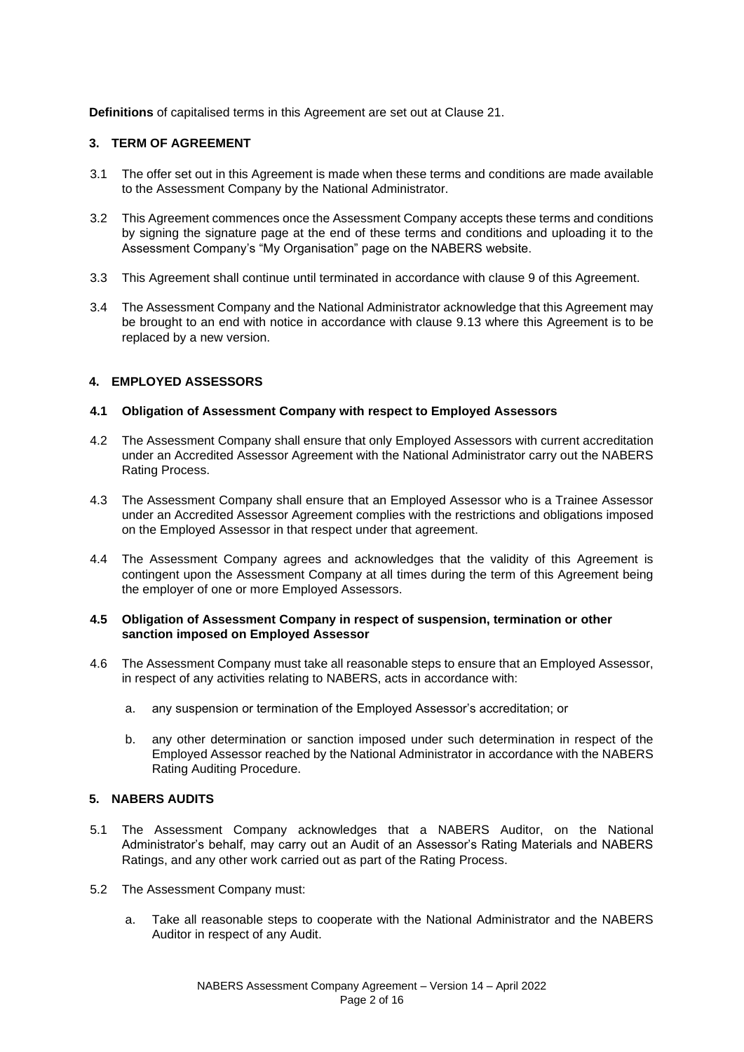**Definitions** of capitalised terms in this Agreement are set out at Clause 21.

## 3. TERM OF AGREEMENT

3.1 The offer set out in this Agreement is made when these terms and conditions are made available to the Assessment Company by the National Administrator.

3.2 This Agreement commences once the Assessment Company accepts these terms and conditions by signing the signature page at the end of these terms and conditions and uploading it to the Assessment Company's "My Organisation" page on the NABERS website.

3.3 This Agreement shall continue until terminated in accordance with clause 9 of this Agreement.

3.4 The Assessment Company and the National Administrator acknowledge that this Agreement may be brought to an end with notice in accordance with clause 9.13 where this Agreement is to be replaced by a new version.

## 4. EMPLOYED ASSESSORS

### 4.1 Obligation of Assessment Company with respect to Employed Assessors

4.2 The Assessment Company shall ensure that only Employed Assessors with current accreditation under an Accredited Assessor Agreement with the National Administrator carry out the NABERS Rating Process.

4.3 The Assessment Company shall ensure that an Employed Assessor who is a Trainee Assessor under an Accredited Assessor Agreement complies with the restrictions and obligations imposed on the Employed Assessor in that respect under that agreement.

4.4 The Assessment Company agrees and acknowledges that the validity of this Agreement is contingent upon the Assessment Company at all times during the term of this Agreement being the employer of one or more Employed Assessors.

### 4.5 Obligation of Assessment Company in respect of suspension, termination or other sanction imposed on Employed Assessor

4.6 The Assessment Company must take all reasonable steps to ensure that an Employed Assessor, in respect of any activities relating to NABERS, acts in accordance with:

a. any suspension or termination of the Employed Assessor's accreditation; or

b. any other determination or sanction imposed under such determination in respect of the Employed Assessor reached by the National Administrator in accordance with the NABERS Rating Auditing Procedure.

## 5. NABERS AUDITS

5.1 The Assessment Company acknowledges that a NABERS Auditor, on the National Administrator's behalf, may carry out an Audit of an Assessor's Rating Materials and NABERS Ratings, and any other work carried out as part of the Rating Process.

5.2 The Assessment Company must:

a. Take all reasonable steps to cooperate with the National Administrator and the NABERS Auditor in respect of any Audit.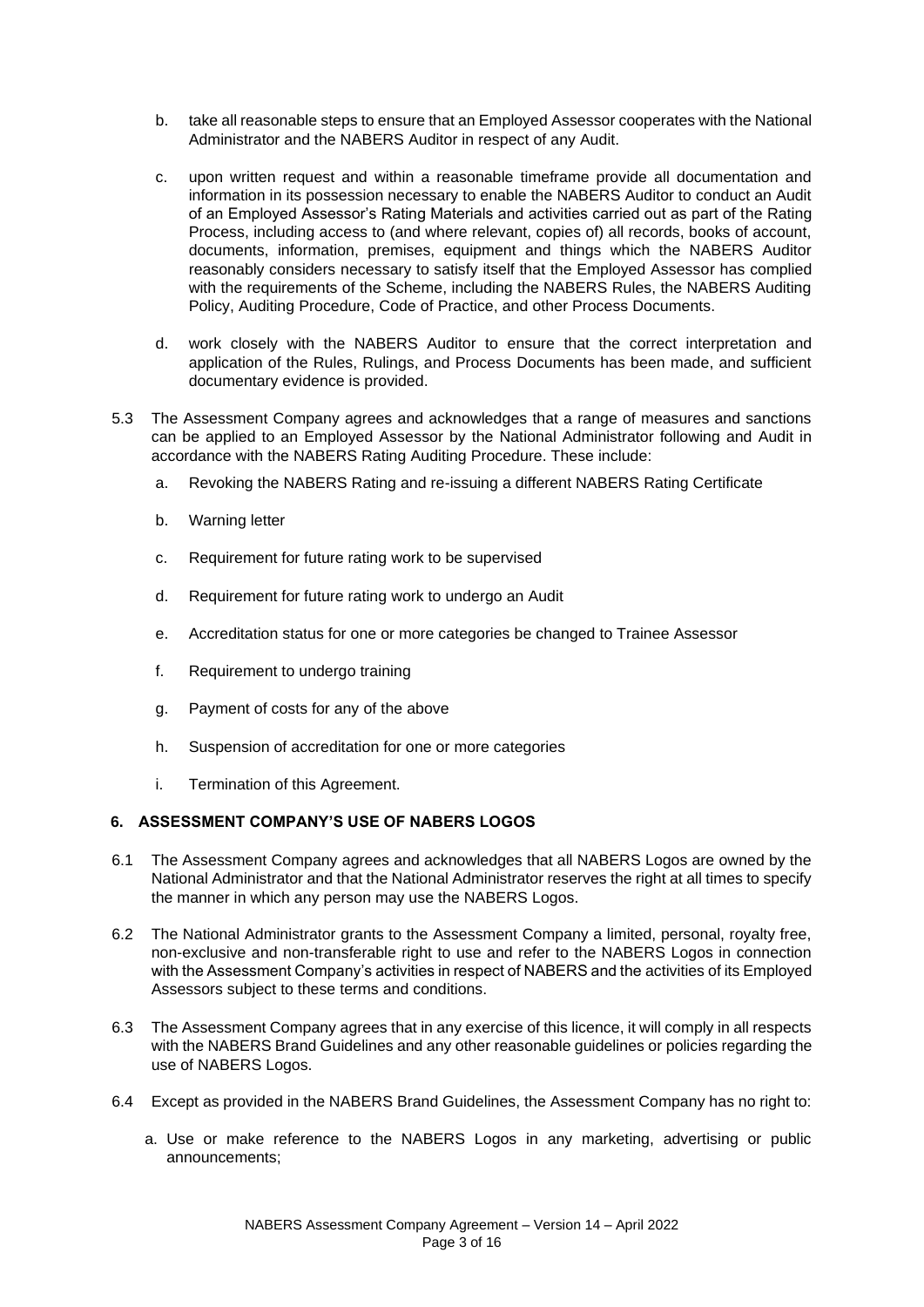b. take all reasonable steps to ensure that an Employed Assessor cooperates with the National Administrator and the NABERS Auditor in respect of any Audit.

c. upon written request and within a reasonable timeframe provide all documentation and information in its possession necessary to enable the NABERS Auditor to conduct an Audit of an Employed Assessor's Rating Materials and activities carried out as part of the Rating Process, including access to (and where relevant, copies of) all records, books of account, documents, information, premises, equipment and things which the NABERS Auditor reasonably considers necessary to satisfy itself that the Employed Assessor has complied with the requirements of the Scheme, including the NABERS Rules, the NABERS Auditing Policy, Auditing Procedure, Code of Practice, and other Process Documents.

d. work closely with the NABERS Auditor to ensure that the correct interpretation and application of the Rules, Rulings, and Process Documents has been made, and sufficient documentary evidence is provided.

5.3 The Assessment Company agrees and acknowledges that a range of measures and sanctions can be applied to an Employed Assessor by the National Administrator following and Audit in accordance with the NABERS Rating Auditing Procedure. These include:

a. Revoking the NABERS Rating and re-issuing a different NABERS Rating Certificate

b. Warning letter

c. Requirement for future rating work to be supervised

d. Requirement for future rating work to undergo an Audit

e. Accreditation status for one or more categories be changed to Trainee Assessor

f. Requirement to undergo training

g. Payment of costs for any of the above

h. Suspension of accreditation for one or more categories

i. Termination of this Agreement.

## 6. ASSESSMENT COMPANY'S USE OF NABERS LOGOS

6.1 The Assessment Company agrees and acknowledges that all NABERS Logos are owned by the National Administrator and that the National Administrator reserves the right at all times to specify the manner in which any person may use the NABERS Logos.

6.2 The National Administrator grants to the Assessment Company a limited, personal, royalty free, non-exclusive and non-transferable right to use and refer to the NABERS Logos in connection with the Assessment Company's activities in respect of NABERS and the activities of its Employed Assessors subject to these terms and conditions.

6.3 The Assessment Company agrees that in any exercise of this licence, it will comply in all respects with the NABERS Brand Guidelines and any other reasonable guidelines or policies regarding the use of NABERS Logos.

6.4 Except as provided in the NABERS Brand Guidelines, the Assessment Company has no right to:

a. Use or make reference to the NABERS Logos in any marketing, advertising or public announcements;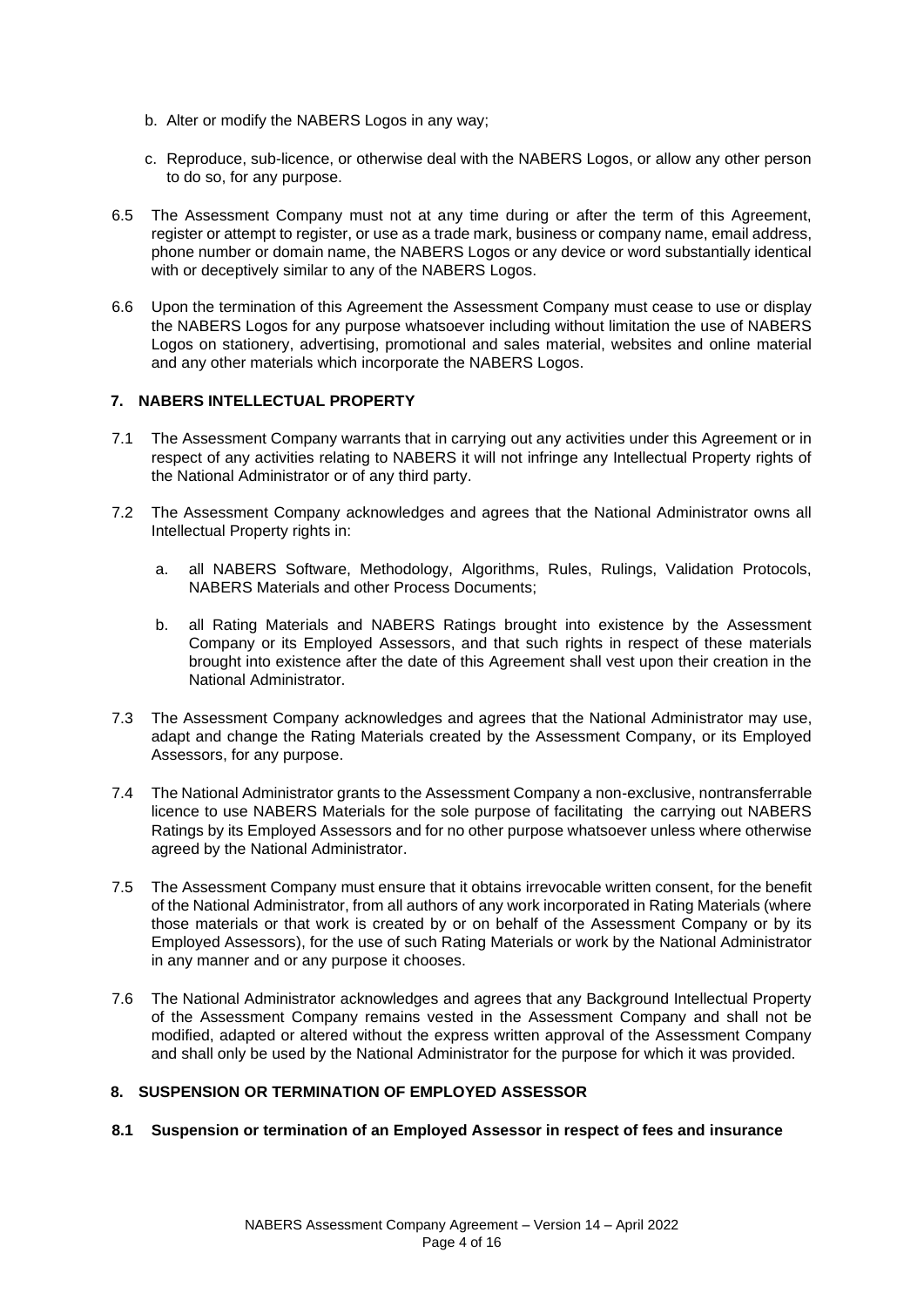b. Alter or modify the NABERS Logos in any way;

c. Reproduce, sub-licence, or otherwise deal with the NABERS Logos, or allow any other person to do so, for any purpose.

6.5 The Assessment Company must not at any time during or after the term of this Agreement, register or attempt to register, or use as a trade mark, business or company name, email address, phone number or domain name, the NABERS Logos or any device or word substantially identical with or deceptively similar to any of the NABERS Logos.

6.6 Upon the termination of this Agreement the Assessment Company must cease to use or display the NABERS Logos for any purpose whatsoever including without limitation the use of NABERS Logos on stationery, advertising, promotional and sales material, websites and online material and any other materials which incorporate the NABERS Logos.

## 7. NABERS INTELLECTUAL PROPERTY

7.1 The Assessment Company warrants that in carrying out any activities under this Agreement or in respect of any activities relating to NABERS it will not infringe any Intellectual Property rights of the National Administrator or of any third party.

7.2 The Assessment Company acknowledges and agrees that the National Administrator owns all Intellectual Property rights in:

a. all NABERS Software, Methodology, Algorithms, Rules, Rulings, Validation Protocols, NABERS Materials and other Process Documents;

b. all Rating Materials and NABERS Ratings brought into existence by the Assessment Company or its Employed Assessors, and that such rights in respect of these materials brought into existence after the date of this Agreement shall vest upon their creation in the National Administrator.

7.3 The Assessment Company acknowledges and agrees that the National Administrator may use, adapt and change the Rating Materials created by the Assessment Company, or its Employed Assessors, for any purpose.

7.4 The National Administrator grants to the Assessment Company a non-exclusive, nontransferrable licence to use NABERS Materials for the sole purpose of facilitating the carrying out NABERS Ratings by its Employed Assessors and for no other purpose whatsoever unless where otherwise agreed by the National Administrator.

7.5 The Assessment Company must ensure that it obtains irrevocable written consent, for the benefit of the National Administrator, from all authors of any work incorporated in Rating Materials (where those materials or that work is created by or on behalf of the Assessment Company or by its Employed Assessors), for the use of such Rating Materials or work by the National Administrator in any manner and or any purpose it chooses.

7.6 The National Administrator acknowledges and agrees that any Background Intellectual Property of the Assessment Company remains vested in the Assessment Company and shall not be modified, adapted or altered without the express written approval of the Assessment Company and shall only be used by the National Administrator for the purpose for which it was provided.

## 8. SUSPENSION OR TERMINATION OF EMPLOYED ASSESSOR

### 8.1 Suspension or termination of an Employed Assessor in respect of fees and insurance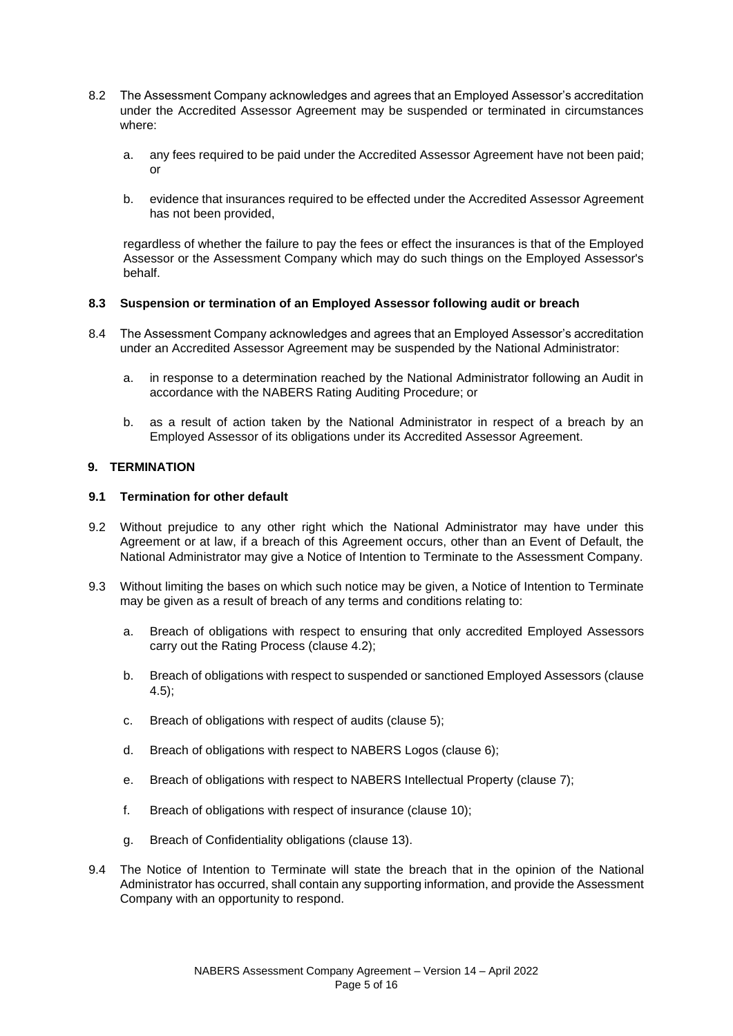8.2 The Assessment Company acknowledges and agrees that an Employed Assessor's accreditation under the Accredited Assessor Agreement may be suspended or terminated in circumstances where:

   a. any fees required to be paid under the Accredited Assessor Agreement have not been paid; or

   b. evidence that insurances required to be effected under the Accredited Assessor Agreement has not been provided,

   regardless of whether the failure to pay the fees or effect the insurances is that of the Employed Assessor or the Assessment Company which may do such things on the Employed Assessor's behalf.

**8.3 Suspension or termination of an Employed Assessor following audit or breach**

8.4 The Assessment Company acknowledges and agrees that an Employed Assessor's accreditation under an Accredited Assessor Agreement may be suspended by the National Administrator:

   a. in response to a determination reached by the National Administrator following an Audit in accordance with the NABERS Rating Auditing Procedure; or

   b. as a result of action taken by the National Administrator in respect of a breach by an Employed Assessor of its obligations under its Accredited Assessor Agreement.

## 9. TERMINATION

**9.1 Termination for other default**

9.2 Without prejudice to any other right which the National Administrator may have under this Agreement or at law, if a breach of this Agreement occurs, other than an Event of Default, the National Administrator may give a Notice of Intention to Terminate to the Assessment Company.

9.3 Without limiting the bases on which such notice may be given, a Notice of Intention to Terminate may be given as a result of breach of any terms and conditions relating to:

   a. Breach of obligations with respect to ensuring that only accredited Employed Assessors carry out the Rating Process (clause 4.2);

   b. Breach of obligations with respect to suspended or sanctioned Employed Assessors (clause 4.5);

   c. Breach of obligations with respect of audits (clause 5);

   d. Breach of obligations with respect to NABERS Logos (clause 6);

   e. Breach of obligations with respect to NABERS Intellectual Property (clause 7);

   f. Breach of obligations with respect of insurance (clause 10);

   g. Breach of Confidentiality obligations (clause 13).

9.4 The Notice of Intention to Terminate will state the breach that in the opinion of the National Administrator has occurred, shall contain any supporting information, and provide the Assessment Company with an opportunity to respond.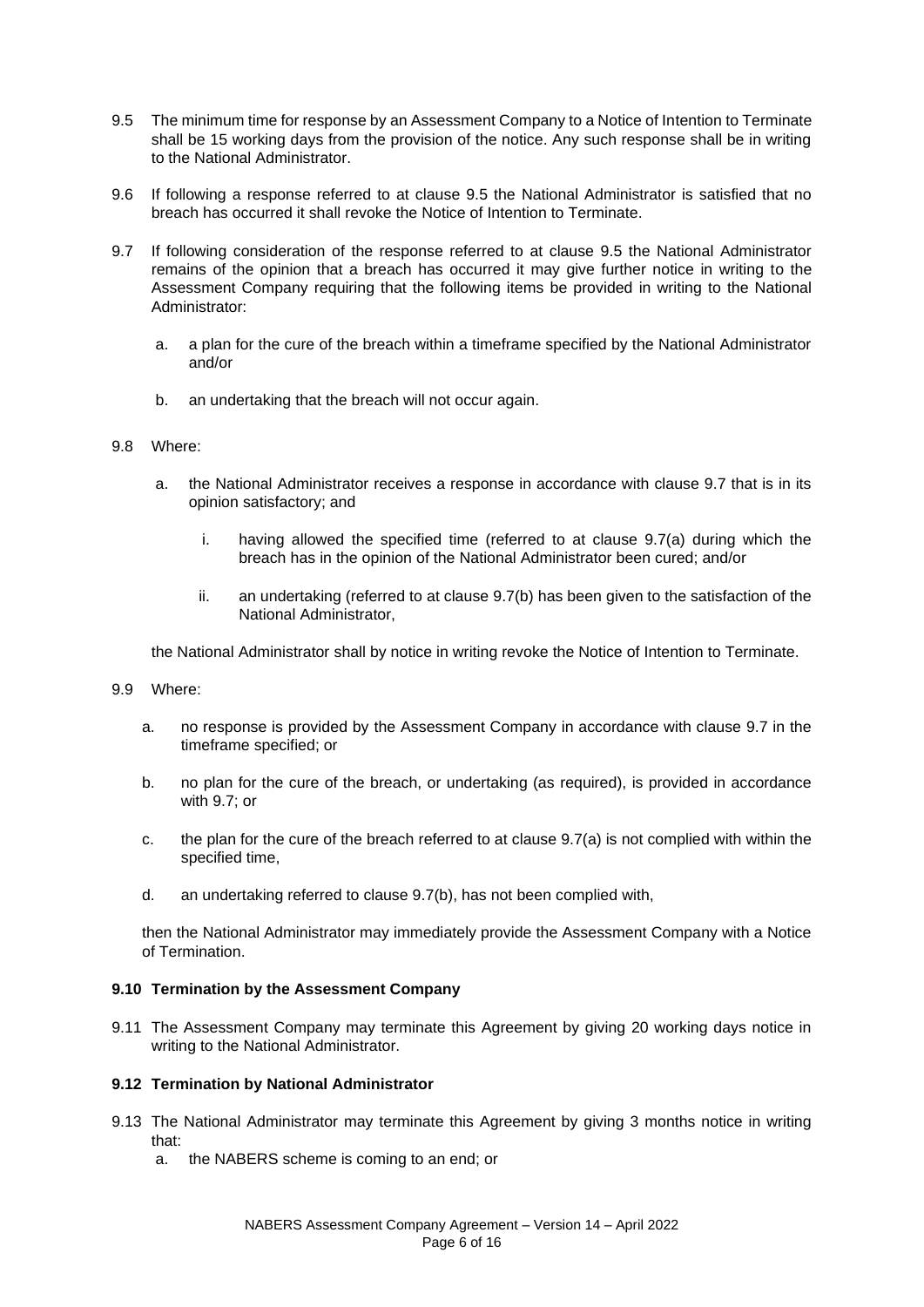9.5 The minimum time for response by an Assessment Company to a Notice of Intention to Terminate shall be 15 working days from the provision of the notice. Any such response shall be in writing to the National Administrator.

9.6 If following a response referred to at clause 9.5 the National Administrator is satisfied that no breach has occurred it shall revoke the Notice of Intention to Terminate.

9.7 If following consideration of the response referred to at clause 9.5 the National Administrator remains of the opinion that a breach has occurred it may give further notice in writing to the Assessment Company requiring that the following items be provided in writing to the National Administrator:

   a. a plan for the cure of the breach within a timeframe specified by the National Administrator and/or

   b. an undertaking that the breach will not occur again.

9.8 Where:

   a. the National Administrator receives a response in accordance with clause 9.7 that is in its opinion satisfactory; and

      i. having allowed the specified time (referred to at clause 9.7(a) during which the breach has in the opinion of the National Administrator been cured; and/or

      ii. an undertaking (referred to at clause 9.7(b) has been given to the satisfaction of the National Administrator,

   the National Administrator shall by notice in writing revoke the Notice of Intention to Terminate.

9.9 Where:

   a. no response is provided by the Assessment Company in accordance with clause 9.7 in the timeframe specified; or

   b. no plan for the cure of the breach, or undertaking (as required), is provided in accordance with 9.7; or

   c. the plan for the cure of the breach referred to at clause 9.7(a) is not complied with within the specified time,

   d. an undertaking referred to clause 9.7(b), has not been complied with,

   then the National Administrator may immediately provide the Assessment Company with a Notice of Termination.

**9.10 Termination by the Assessment Company**

9.11 The Assessment Company may terminate this Agreement by giving 20 working days notice in writing to the National Administrator.

**9.12 Termination by National Administrator**

9.13 The National Administrator may terminate this Agreement by giving 3 months notice in writing that:

   a. the NABERS scheme is coming to an end; or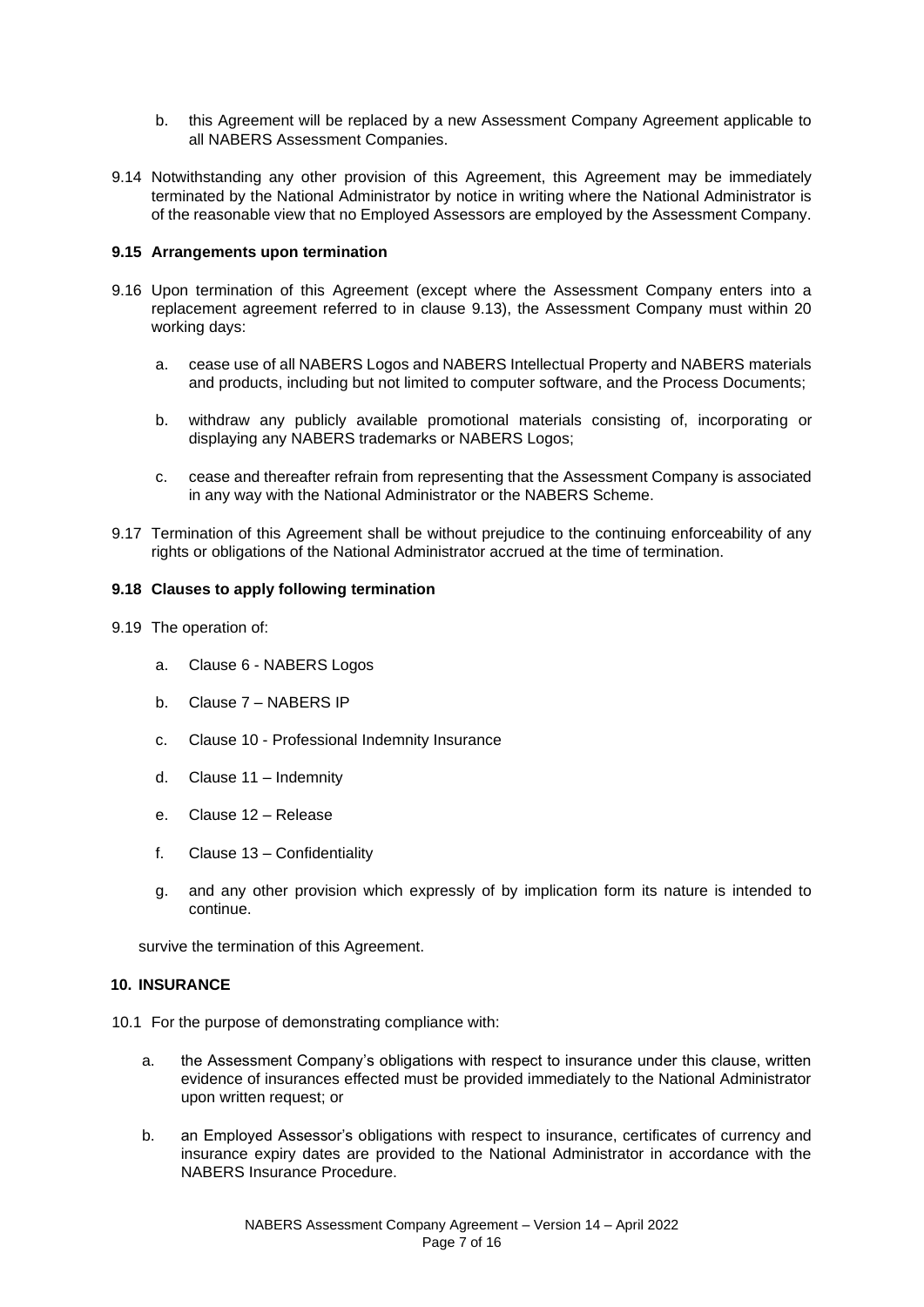b. this Agreement will be replaced by a new Assessment Company Agreement applicable to all NABERS Assessment Companies.

9.14 Notwithstanding any other provision of this Agreement, this Agreement may be immediately terminated by the National Administrator by notice in writing where the National Administrator is of the reasonable view that no Employed Assessors are employed by the Assessment Company.

**9.15 Arrangements upon termination**

9.16 Upon termination of this Agreement (except where the Assessment Company enters into a replacement agreement referred to in clause 9.13), the Assessment Company must within 20 working days:

a. cease use of all NABERS Logos and NABERS Intellectual Property and NABERS materials and products, including but not limited to computer software, and the Process Documents;

b. withdraw any publicly available promotional materials consisting of, incorporating or displaying any NABERS trademarks or NABERS Logos;

c. cease and thereafter refrain from representing that the Assessment Company is associated in any way with the National Administrator or the NABERS Scheme.

9.17 Termination of this Agreement shall be without prejudice to the continuing enforceability of any rights or obligations of the National Administrator accrued at the time of termination.

**9.18 Clauses to apply following termination**

9.19 The operation of:

a. Clause 6 - NABERS Logos

b. Clause 7 – NABERS IP

c. Clause 10 - Professional Indemnity Insurance

d. Clause 11 – Indemnity

e. Clause 12 – Release

f. Clause 13 – Confidentiality

g. and any other provision which expressly of by implication form its nature is intended to continue.

survive the termination of this Agreement.

**10. INSURANCE**

10.1 For the purpose of demonstrating compliance with:

a. the Assessment Company's obligations with respect to insurance under this clause, written evidence of insurances effected must be provided immediately to the National Administrator upon written request; or

b. an Employed Assessor's obligations with respect to insurance, certificates of currency and insurance expiry dates are provided to the National Administrator in accordance with the NABERS Insurance Procedure.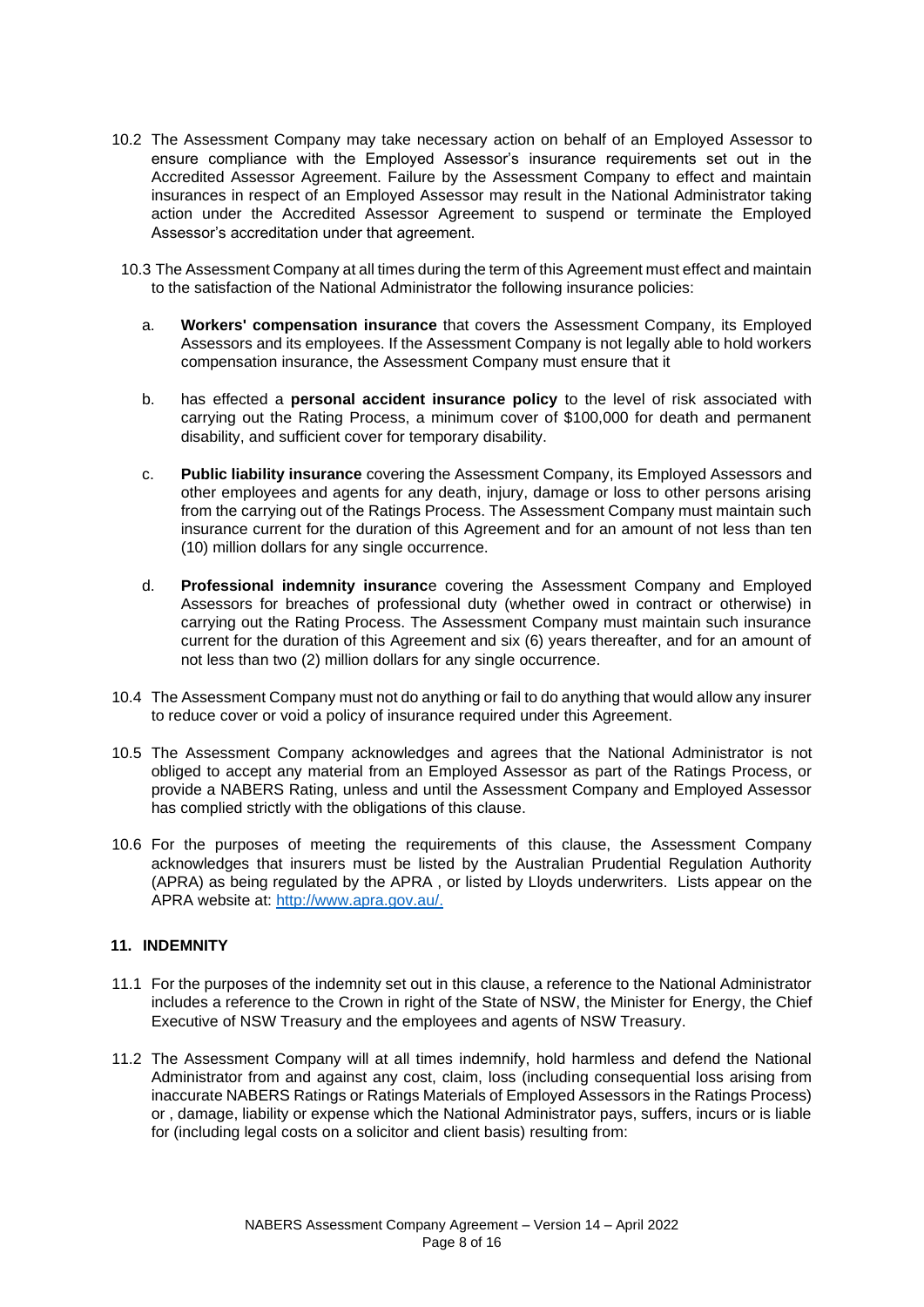10.2 The Assessment Company may take necessary action on behalf of an Employed Assessor to ensure compliance with the Employed Assessor's insurance requirements set out in the Accredited Assessor Agreement. Failure by the Assessment Company to effect and maintain insurances in respect of an Employed Assessor may result in the National Administrator taking action under the Accredited Assessor Agreement to suspend or terminate the Employed Assessor's accreditation under that agreement.

10.3 The Assessment Company at all times during the term of this Agreement must effect and maintain to the satisfaction of the National Administrator the following insurance policies:

a. **Workers' compensation insurance** that covers the Assessment Company, its Employed Assessors and its employees. If the Assessment Company is not legally able to hold workers compensation insurance, the Assessment Company must ensure that it

b. has effected a **personal accident insurance policy** to the level of risk associated with carrying out the Rating Process, a minimum cover of $100,000 for death and permanent disability, and sufficient cover for temporary disability.

c. **Public liability insurance** covering the Assessment Company, its Employed Assessors and other employees and agents for any death, injury, damage or loss to other persons arising from the carrying out of the Ratings Process. The Assessment Company must maintain such insurance current for the duration of this Agreement and for an amount of not less than ten (10) million dollars for any single occurrence.

d. **Professional indemnity insuranc**e covering the Assessment Company and Employed Assessors for breaches of professional duty (whether owed in contract or otherwise) in carrying out the Rating Process. The Assessment Company must maintain such insurance current for the duration of this Agreement and six (6) years thereafter, and for an amount of not less than two (2) million dollars for any single occurrence.

10.4 The Assessment Company must not do anything or fail to do anything that would allow any insurer to reduce cover or void a policy of insurance required under this Agreement.

10.5 The Assessment Company acknowledges and agrees that the National Administrator is not obliged to accept any material from an Employed Assessor as part of the Ratings Process, or provide a NABERS Rating, unless and until the Assessment Company and Employed Assessor has complied strictly with the obligations of this clause.

10.6 For the purposes of meeting the requirements of this clause, the Assessment Company acknowledges that insurers must be listed by the Australian Prudential Regulation Authority (APRA) as being regulated by the APRA , or listed by Lloyds underwriters. Lists appear on the APRA website at: http://www.apra.gov.au/.

## 11. INDEMNITY

11.1 For the purposes of the indemnity set out in this clause, a reference to the National Administrator includes a reference to the Crown in right of the State of NSW, the Minister for Energy, the Chief Executive of NSW Treasury and the employees and agents of NSW Treasury.

11.2 The Assessment Company will at all times indemnify, hold harmless and defend the National Administrator from and against any cost, claim, loss (including consequential loss arising from inaccurate NABERS Ratings or Ratings Materials of Employed Assessors in the Ratings Process) or , damage, liability or expense which the National Administrator pays, suffers, incurs or is liable for (including legal costs on a solicitor and client basis) resulting from: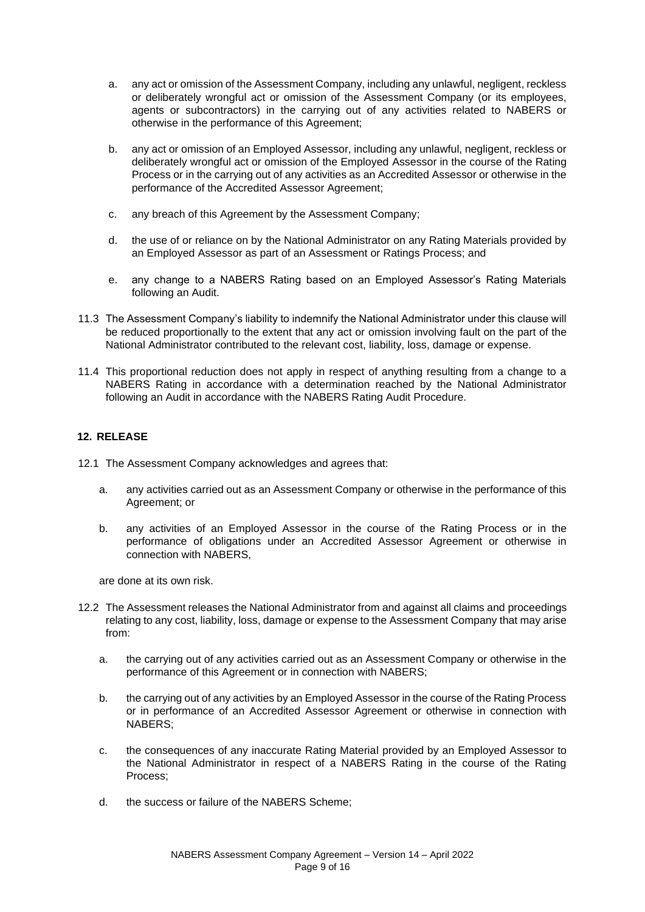a. any act or omission of the Assessment Company, including any unlawful, negligent, reckless or deliberately wrongful act or omission of the Assessment Company (or its employees, agents or subcontractors) in the carrying out of any activities related to NABERS or otherwise in the performance of this Agreement;

b. any act or omission of an Employed Assessor, including any unlawful, negligent, reckless or deliberately wrongful act or omission of the Employed Assessor in the course of the Rating Process or in the carrying out of any activities as an Accredited Assessor or otherwise in the performance of the Accredited Assessor Agreement;

c. any breach of this Agreement by the Assessment Company;

d. the use of or reliance on by the National Administrator on any Rating Materials provided by an Employed Assessor as part of an Assessment or Ratings Process; and

e. any change to a NABERS Rating based on an Employed Assessor's Rating Materials following an Audit.

11.3 The Assessment Company's liability to indemnify the National Administrator under this clause will be reduced proportionally to the extent that any act or omission involving fault on the part of the National Administrator contributed to the relevant cost, liability, loss, damage or expense.

11.4 This proportional reduction does not apply in respect of anything resulting from a change to a NABERS Rating in accordance with a determination reached by the National Administrator following an Audit in accordance with the NABERS Rating Audit Procedure.

## 12. RELEASE

12.1 The Assessment Company acknowledges and agrees that:

a. any activities carried out as an Assessment Company or otherwise in the performance of this Agreement; or

b. any activities of an Employed Assessor in the course of the Rating Process or in the performance of obligations under an Accredited Assessor Agreement or otherwise in connection with NABERS,

are done at its own risk.

12.2 The Assessment releases the National Administrator from and against all claims and proceedings relating to any cost, liability, loss, damage or expense to the Assessment Company that may arise from:

a. the carrying out of any activities carried out as an Assessment Company or otherwise in the performance of this Agreement or in connection with NABERS;

b. the carrying out of any activities by an Employed Assessor in the course of the Rating Process or in performance of an Accredited Assessor Agreement or otherwise in connection with NABERS;

c. the consequences of any inaccurate Rating Material provided by an Employed Assessor to the National Administrator in respect of a NABERS Rating in the course of the Rating Process;

d. the success or failure of the NABERS Scheme;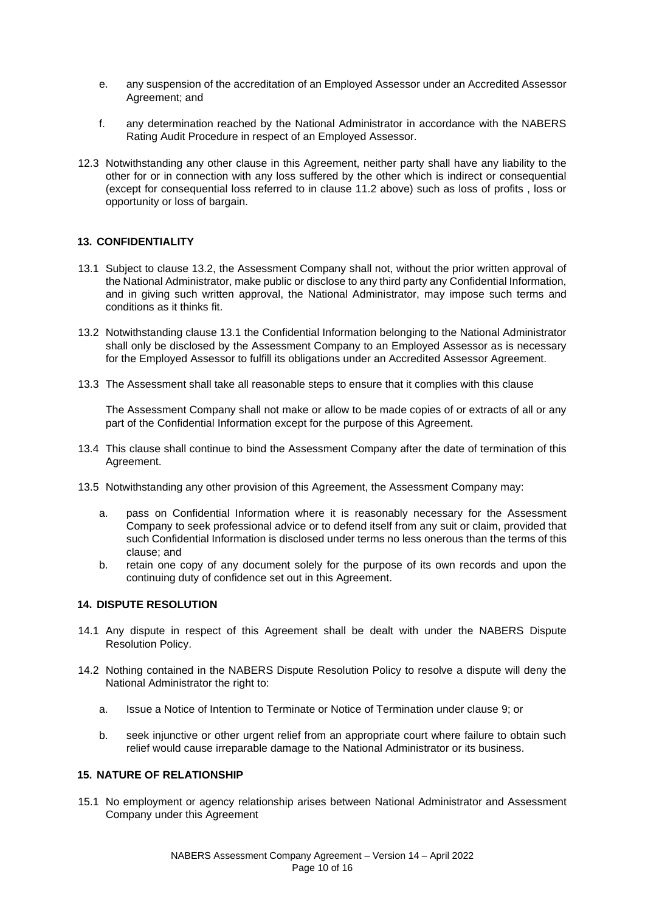e. any suspension of the accreditation of an Employed Assessor under an Accredited Assessor Agreement; and

f. any determination reached by the National Administrator in accordance with the NABERS Rating Audit Procedure in respect of an Employed Assessor.

12.3 Notwithstanding any other clause in this Agreement, neither party shall have any liability to the other for or in connection with any loss suffered by the other which is indirect or consequential (except for consequential loss referred to in clause 11.2 above) such as loss of profits , loss or opportunity or loss of bargain.

### 13. CONFIDENTIALITY

13.1 Subject to clause 13.2, the Assessment Company shall not, without the prior written approval of the National Administrator, make public or disclose to any third party any Confidential Information, and in giving such written approval, the National Administrator, may impose such terms and conditions as it thinks fit.

13.2 Notwithstanding clause 13.1 the Confidential Information belonging to the National Administrator shall only be disclosed by the Assessment Company to an Employed Assessor as is necessary for the Employed Assessor to fulfill its obligations under an Accredited Assessor Agreement.

13.3 The Assessment shall take all reasonable steps to ensure that it complies with this clause

The Assessment Company shall not make or allow to be made copies of or extracts of all or any part of the Confidential Information except for the purpose of this Agreement.

13.4 This clause shall continue to bind the Assessment Company after the date of termination of this Agreement.

13.5 Notwithstanding any other provision of this Agreement, the Assessment Company may:

a. pass on Confidential Information where it is reasonably necessary for the Assessment Company to seek professional advice or to defend itself from any suit or claim, provided that such Confidential Information is disclosed under terms no less onerous than the terms of this clause; and
b. retain one copy of any document solely for the purpose of its own records and upon the continuing duty of confidence set out in this Agreement.

### 14. DISPUTE RESOLUTION

14.1 Any dispute in respect of this Agreement shall be dealt with under the NABERS Dispute Resolution Policy.

14.2 Nothing contained in the NABERS Dispute Resolution Policy to resolve a dispute will deny the National Administrator the right to:

a. Issue a Notice of Intention to Terminate or Notice of Termination under clause 9; or

b. seek injunctive or other urgent relief from an appropriate court where failure to obtain such relief would cause irreparable damage to the National Administrator or its business.

### 15. NATURE OF RELATIONSHIP

15.1 No employment or agency relationship arises between National Administrator and Assessment Company under this Agreement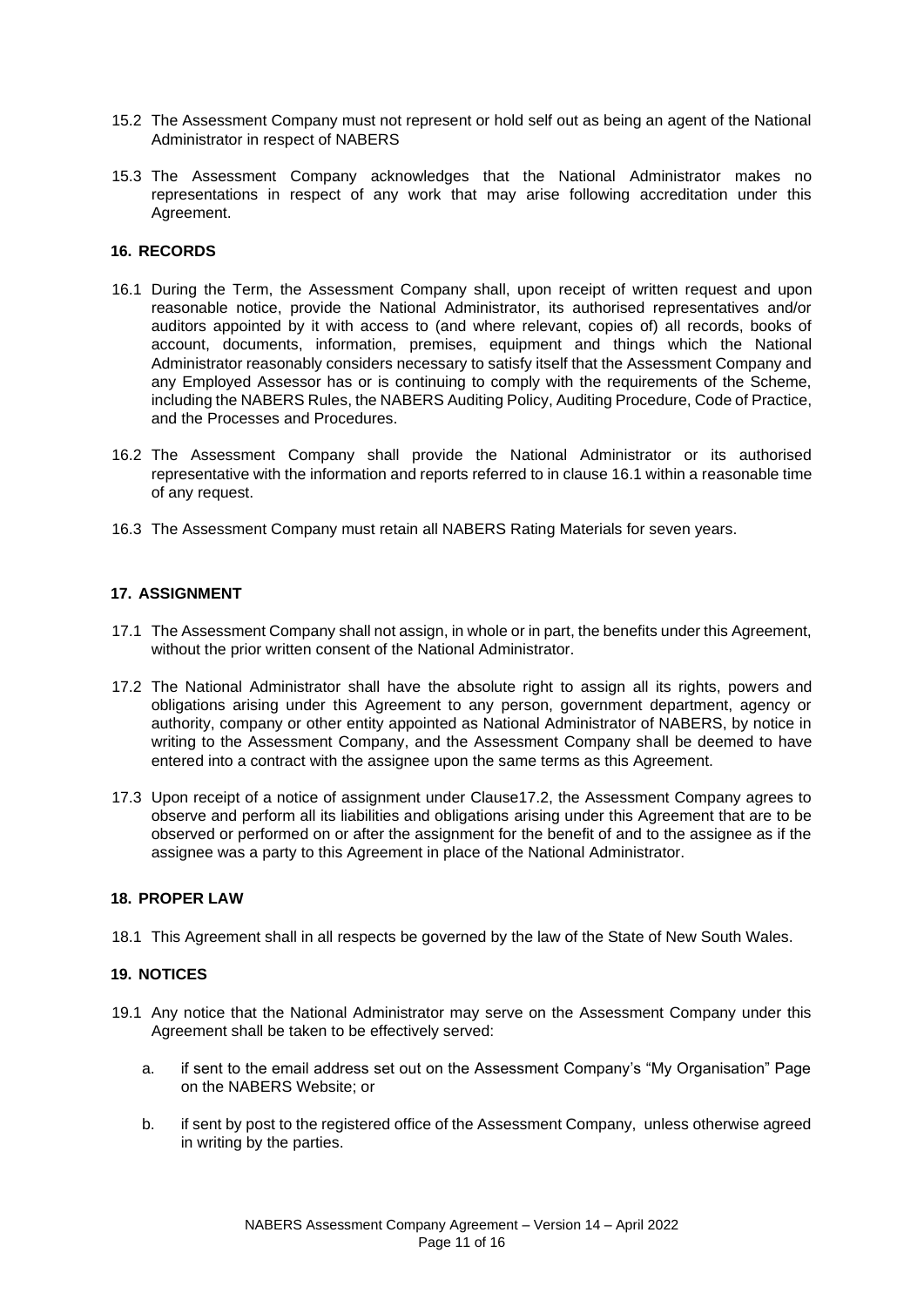15.2 The Assessment Company must not represent or hold self out as being an agent of the National Administrator in respect of NABERS

15.3 The Assessment Company acknowledges that the National Administrator makes no representations in respect of any work that may arise following accreditation under this Agreement.

## 16. RECORDS

16.1 During the Term, the Assessment Company shall, upon receipt of written request and upon reasonable notice, provide the National Administrator, its authorised representatives and/or auditors appointed by it with access to (and where relevant, copies of) all records, books of account, documents, information, premises, equipment and things which the National Administrator reasonably considers necessary to satisfy itself that the Assessment Company and any Employed Assessor has or is continuing to comply with the requirements of the Scheme, including the NABERS Rules, the NABERS Auditing Policy, Auditing Procedure, Code of Practice, and the Processes and Procedures.

16.2 The Assessment Company shall provide the National Administrator or its authorised representative with the information and reports referred to in clause 16.1 within a reasonable time of any request.

16.3 The Assessment Company must retain all NABERS Rating Materials for seven years.

## 17. ASSIGNMENT

17.1 The Assessment Company shall not assign, in whole or in part, the benefits under this Agreement, without the prior written consent of the National Administrator.

17.2 The National Administrator shall have the absolute right to assign all its rights, powers and obligations arising under this Agreement to any person, government department, agency or authority, company or other entity appointed as National Administrator of NABERS, by notice in writing to the Assessment Company, and the Assessment Company shall be deemed to have entered into a contract with the assignee upon the same terms as this Agreement.

17.3 Upon receipt of a notice of assignment under Clause17.2, the Assessment Company agrees to observe and perform all its liabilities and obligations arising under this Agreement that are to be observed or performed on or after the assignment for the benefit of and to the assignee as if the assignee was a party to this Agreement in place of the National Administrator.

## 18. PROPER LAW

18.1 This Agreement shall in all respects be governed by the law of the State of New South Wales.

## 19. NOTICES

19.1 Any notice that the National Administrator may serve on the Assessment Company under this Agreement shall be taken to be effectively served:

a. if sent to the email address set out on the Assessment Company's "My Organisation" Page on the NABERS Website; or

b. if sent by post to the registered office of the Assessment Company, unless otherwise agreed in writing by the parties.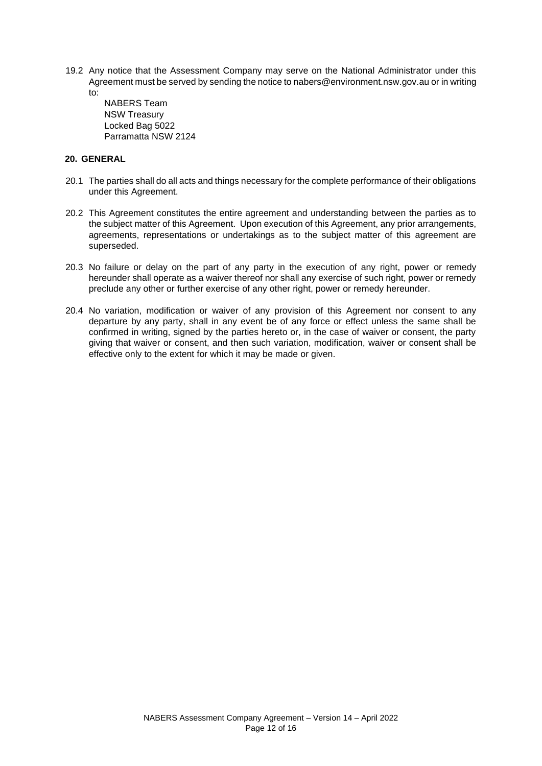19.2 Any notice that the Assessment Company may serve on the National Administrator under this Agreement must be served by sending the notice to nabers@environment.nsw.gov.au or in writing to:

NABERS Team
NSW Treasury
Locked Bag 5022
Parramatta NSW 2124

## 20. GENERAL

20.1 The parties shall do all acts and things necessary for the complete performance of their obligations under this Agreement.

20.2 This Agreement constitutes the entire agreement and understanding between the parties as to the subject matter of this Agreement. Upon execution of this Agreement, any prior arrangements, agreements, representations or undertakings as to the subject matter of this agreement are superseded.

20.3 No failure or delay on the part of any party in the execution of any right, power or remedy hereunder shall operate as a waiver thereof nor shall any exercise of such right, power or remedy preclude any other or further exercise of any other right, power or remedy hereunder.

20.4 No variation, modification or waiver of any provision of this Agreement nor consent to any departure by any party, shall in any event be of any force or effect unless the same shall be confirmed in writing, signed by the parties hereto or, in the case of waiver or consent, the party giving that waiver or consent, and then such variation, modification, waiver or consent shall be effective only to the extent for which it may be made or given.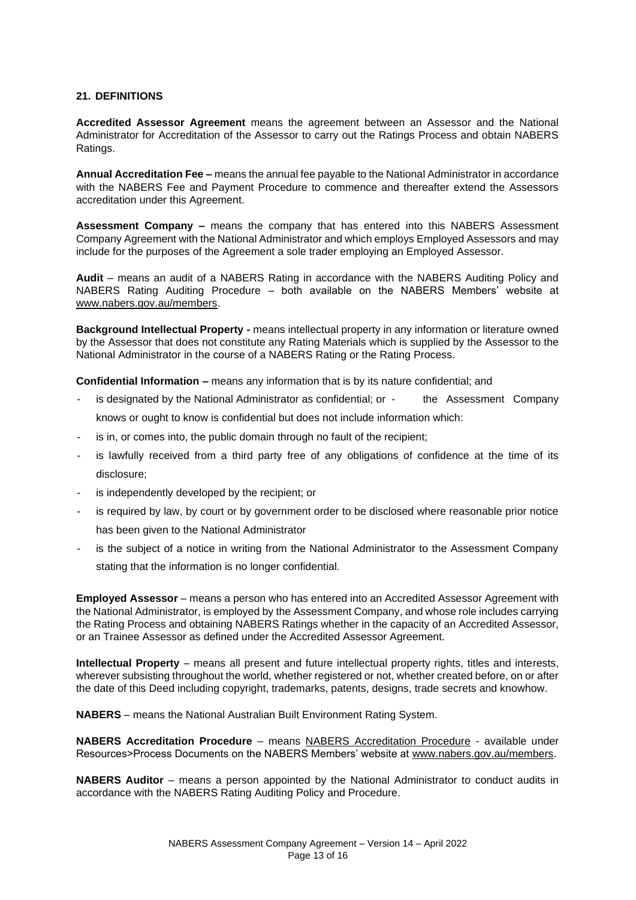## 21. DEFINITIONS

**Accredited Assessor Agreement** means the agreement between an Assessor and the National Administrator for Accreditation of the Assessor to carry out the Ratings Process and obtain NABERS Ratings.

**Annual Accreditation Fee –** means the annual fee payable to the National Administrator in accordance with the NABERS Fee and Payment Procedure to commence and thereafter extend the Assessors accreditation under this Agreement.

**Assessment Company –** means the company that has entered into this NABERS Assessment Company Agreement with the National Administrator and which employs Employed Assessors and may include for the purposes of the Agreement a sole trader employing an Employed Assessor.

**Audit** – means an audit of a NABERS Rating in accordance with the NABERS Auditing Policy and NABERS Rating Auditing Procedure – both available on the NABERS Members' website at www.nabers.gov.au/members.

**Background Intellectual Property -** means intellectual property in any information or literature owned by the Assessor that does not constitute any Rating Materials which is supplied by the Assessor to the National Administrator in the course of a NABERS Rating or the Rating Process.

**Confidential Information –** means any information that is by its nature confidential; and

- is designated by the National Administrator as confidential; or - the Assessment Company knows or ought to know is confidential but does not include information which:
- is in, or comes into, the public domain through no fault of the recipient;
- is lawfully received from a third party free of any obligations of confidence at the time of its disclosure;
- is independently developed by the recipient; or
- is required by law, by court or by government order to be disclosed where reasonable prior notice has been given to the National Administrator
- is the subject of a notice in writing from the National Administrator to the Assessment Company stating that the information is no longer confidential.

**Employed Assessor** – means a person who has entered into an Accredited Assessor Agreement with the National Administrator, is employed by the Assessment Company, and whose role includes carrying the Rating Process and obtaining NABERS Ratings whether in the capacity of an Accredited Assessor, or an Trainee Assessor as defined under the Accredited Assessor Agreement.

**Intellectual Property** – means all present and future intellectual property rights, titles and interests, wherever subsisting throughout the world, whether registered or not, whether created before, on or after the date of this Deed including copyright, trademarks, patents, designs, trade secrets and knowhow.

**NABERS** – means the National Australian Built Environment Rating System.

**NABERS Accreditation Procedure** – means NABERS Accreditation Procedure - available under Resources>Process Documents on the NABERS Members' website at www.nabers.gov.au/members.

**NABERS Auditor** – means a person appointed by the National Administrator to conduct audits in accordance with the NABERS Rating Auditing Policy and Procedure.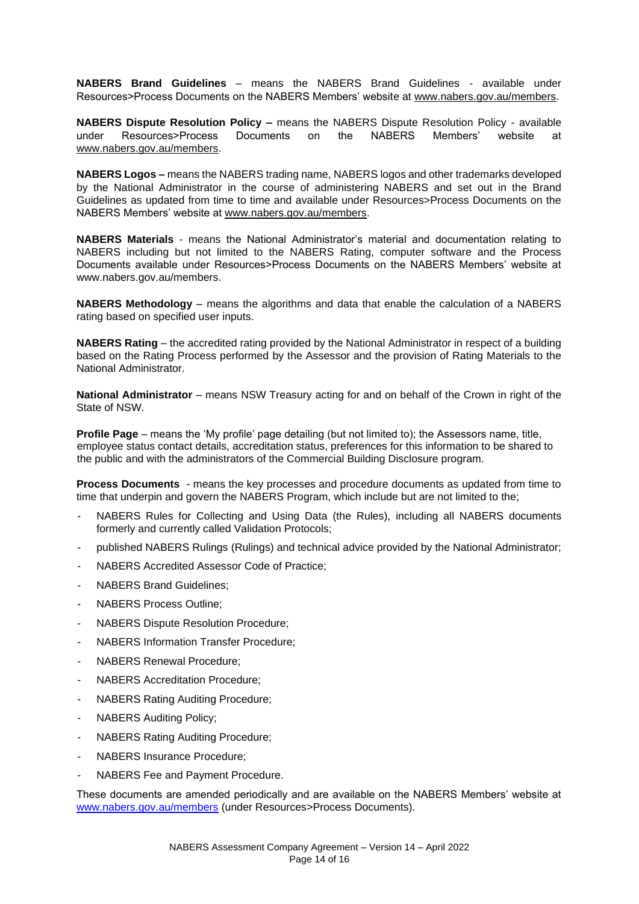**NABERS Brand Guidelines** – means the NABERS Brand Guidelines - available under Resources>Process Documents on the NABERS Members' website at www.nabers.gov.au/members.

**NABERS Dispute Resolution Policy –** means the NABERS Dispute Resolution Policy - available under Resources>Process Documents on the NABERS Members' website at www.nabers.gov.au/members.

**NABERS Logos –** means the NABERS trading name, NABERS logos and other trademarks developed by the National Administrator in the course of administering NABERS and set out in the Brand Guidelines as updated from time to time and available under Resources>Process Documents on the NABERS Members' website at www.nabers.gov.au/members.

**NABERS Materials** - means the National Administrator's material and documentation relating to NABERS including but not limited to the NABERS Rating, computer software and the Process Documents available under Resources>Process Documents on the NABERS Members' website at www.nabers.gov.au/members.

**NABERS Methodology** – means the algorithms and data that enable the calculation of a NABERS rating based on specified user inputs.

**NABERS Rating** – the accredited rating provided by the National Administrator in respect of a building based on the Rating Process performed by the Assessor and the provision of Rating Materials to the National Administrator.

**National Administrator** – means NSW Treasury acting for and on behalf of the Crown in right of the State of NSW.

**Profile Page** – means the 'My profile' page detailing (but not limited to); the Assessors name, title, employee status contact details, accreditation status, preferences for this information to be shared to the public and with the administrators of the Commercial Building Disclosure program.

**Process Documents** - means the key processes and procedure documents as updated from time to time that underpin and govern the NABERS Program, which include but are not limited to the;

- NABERS Rules for Collecting and Using Data (the Rules), including all NABERS documents formerly and currently called Validation Protocols;
- published NABERS Rulings (Rulings) and technical advice provided by the National Administrator;
- NABERS Accredited Assessor Code of Practice;
- NABERS Brand Guidelines;
- NABERS Process Outline;
- NABERS Dispute Resolution Procedure;
- NABERS Information Transfer Procedure;
- NABERS Renewal Procedure;
- NABERS Accreditation Procedure;
- NABERS Rating Auditing Procedure;
- NABERS Auditing Policy;
- NABERS Rating Auditing Procedure;
- NABERS Insurance Procedure;
- NABERS Fee and Payment Procedure.

These documents are amended periodically and are available on the NABERS Members' website at www.nabers.gov.au/members (under Resources>Process Documents).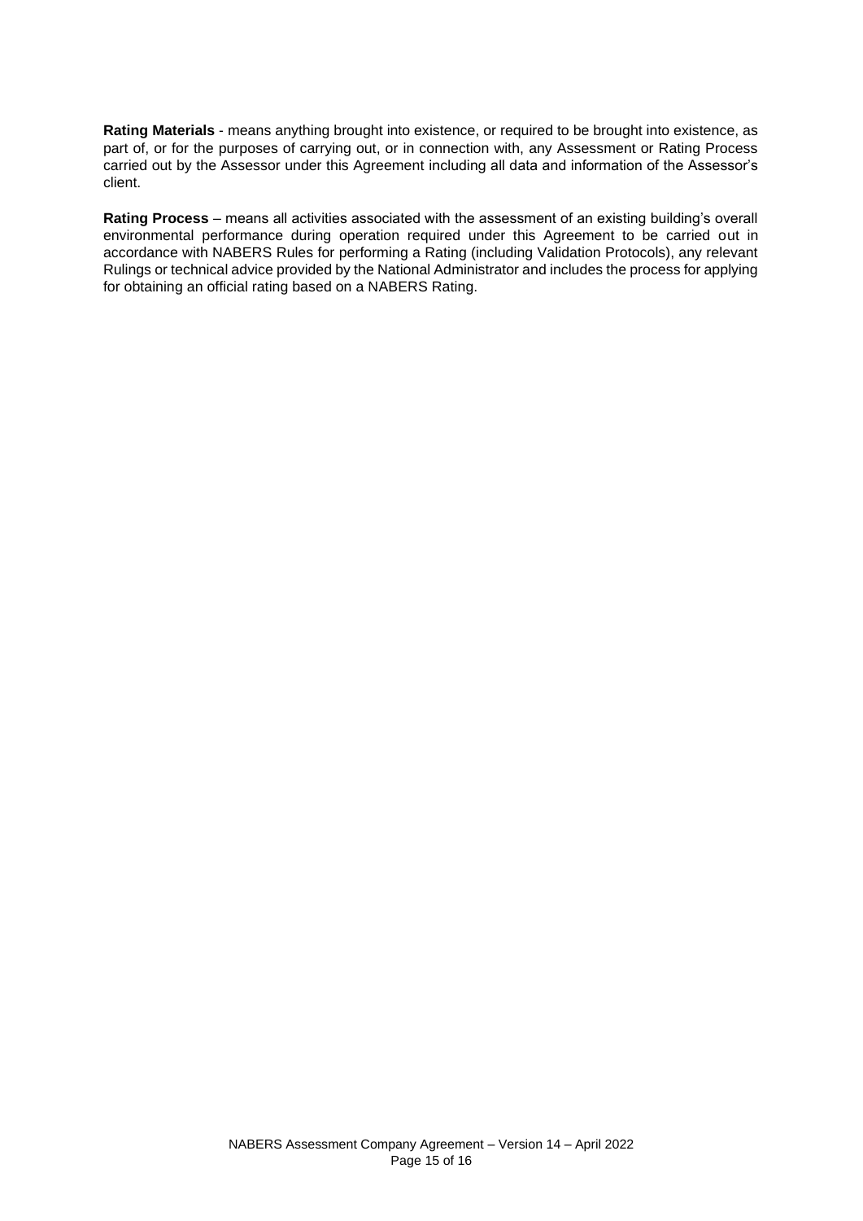**Rating Materials** - means anything brought into existence, or required to be brought into existence, as part of, or for the purposes of carrying out, or in connection with, any Assessment or Rating Process carried out by the Assessor under this Agreement including all data and information of the Assessor's client.

**Rating Process** – means all activities associated with the assessment of an existing building's overall environmental performance during operation required under this Agreement to be carried out in accordance with NABERS Rules for performing a Rating (including Validation Protocols), any relevant Rulings or technical advice provided by the National Administrator and includes the process for applying for obtaining an official rating based on a NABERS Rating.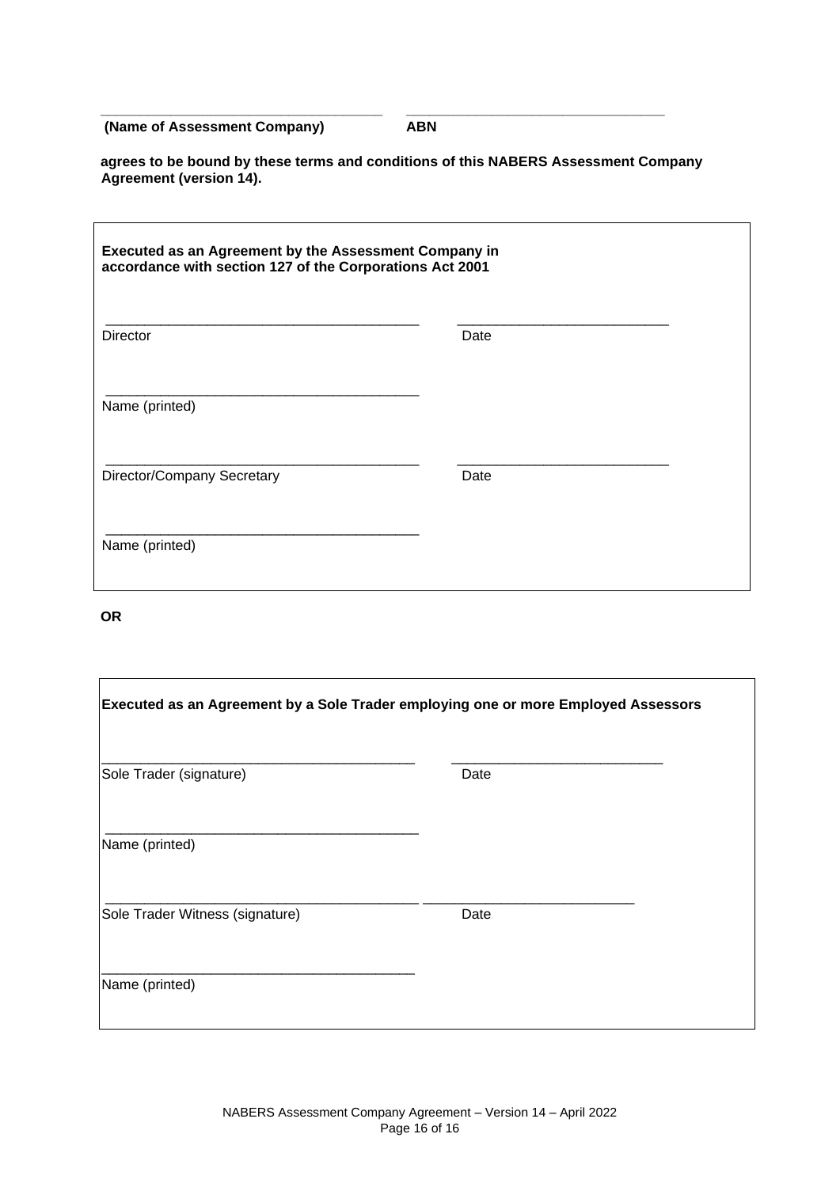\_\_\_\_\_\_\_\_\_\_\_\_\_\_\_\_\_\_\_\_\_\_\_\_\_\_\_\_\_\_\_\_\_\_\_ \_\_\_\_\_\_\_\_\_\_\_\_\_\_\_\_\_\_\_\_\_\_\_\_\_\_\_\_\_\_\_\_\_\_

**(Name of Assessment Company)** **ABN**

**agrees to be bound by these terms and conditions of this NABERS Assessment Company Agreement (version 14).**

**Executed as an Agreement by the Assessment Company in accordance with section 127 of the Corporations Act 2001**

________________________________________ ___________________________

Director Date

________________________________________

Name (printed)

________________________________________ ___________________________

Director/Company Secretary Date

________________________________________

Name (printed)

**OR**

**Executed as an Agreement by a Sole Trader employing one or more Employed Assessors**

________________________________________ ___________________________

Sole Trader (signature) Date

________________________________________

Name (printed)

________________________________________ ___________________________

Sole Trader Witness (signature) Date

________________________________________

Name (printed)